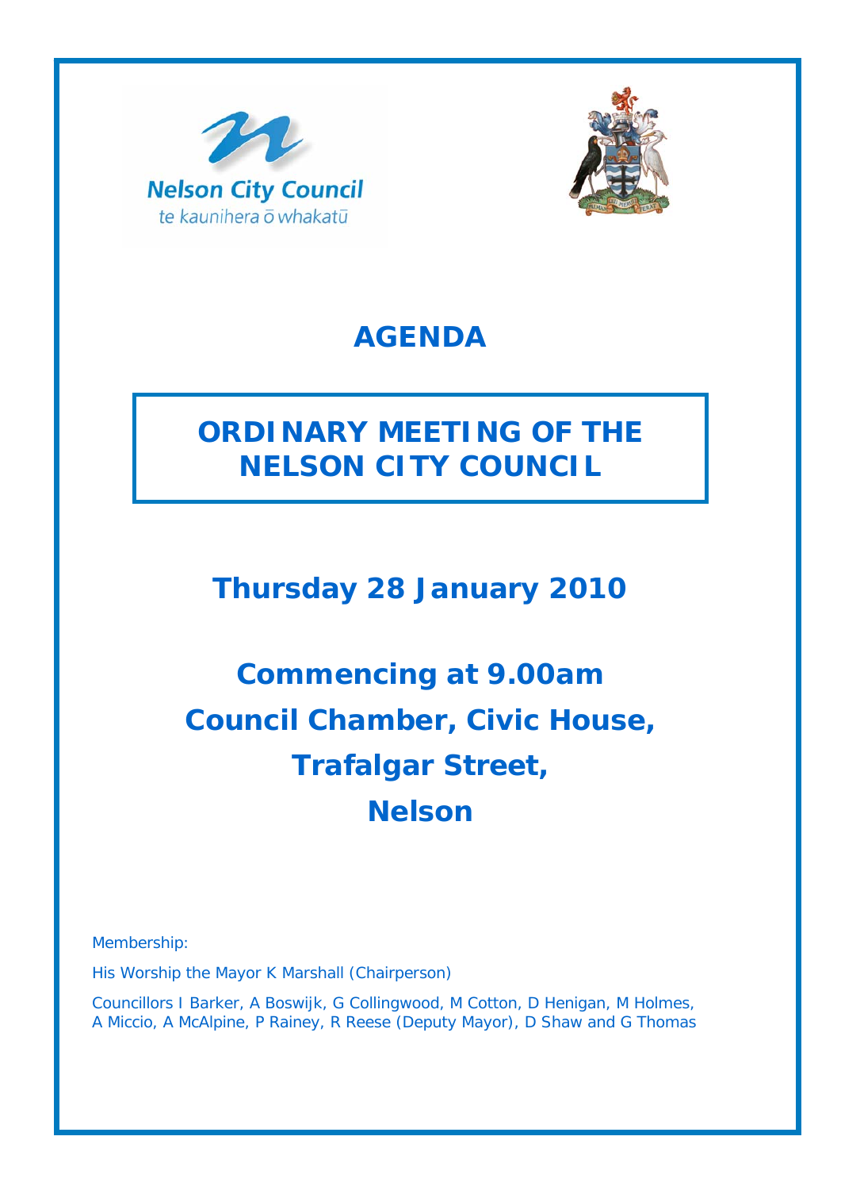Nelson City Council
te kaunihera ō whakatū

# AGENDA

## ORDINARY MEETING OF THE NELSON CITY COUNCIL

## Thursday 28 January 2010

## Commencing at 9.00am
## Council Chamber, Civic House,
## Trafalgar Street,
## Nelson

Membership:

His Worship the Mayor K Marshall (Chairperson)

Councillors I Barker, A Boswijk, G Collingwood, M Cotton, D Henigan, M Holmes, A Miccio, A McAlpine, P Rainey, R Reese (Deputy Mayor), D Shaw and G Thomas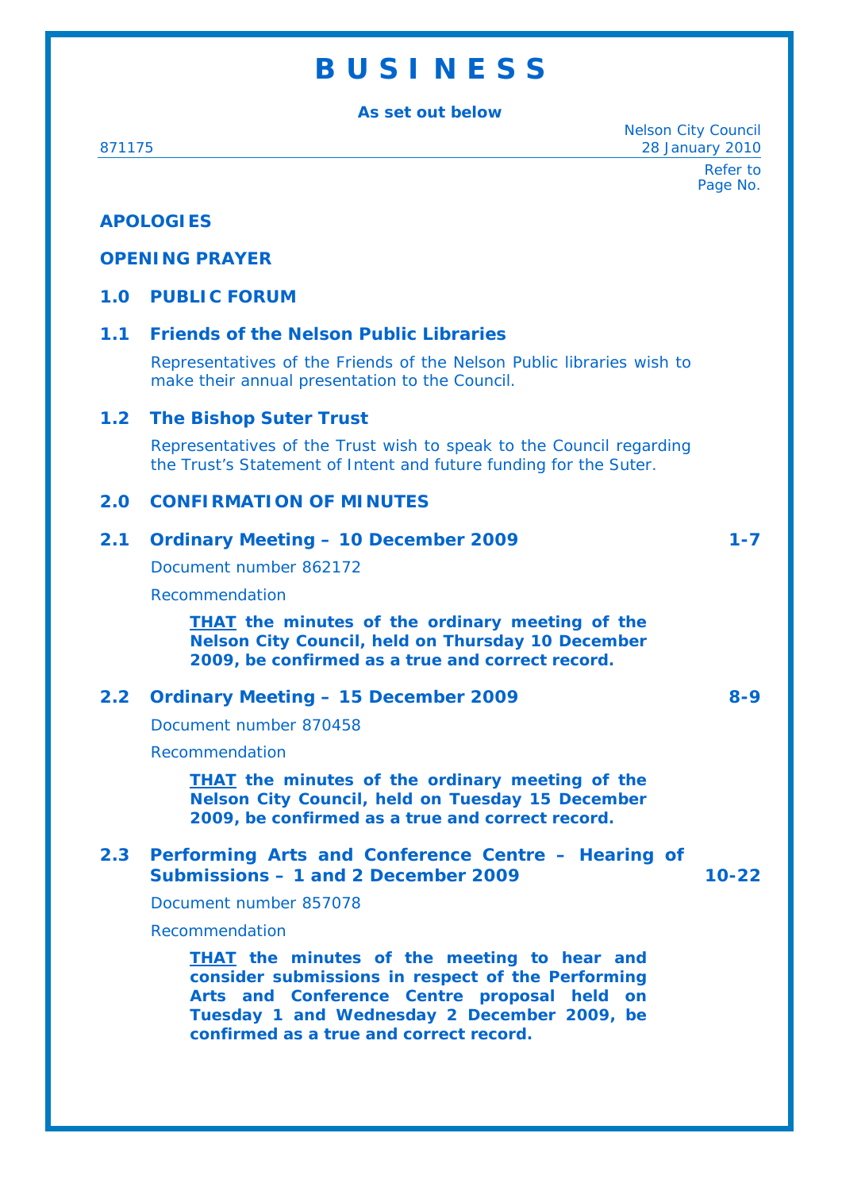# B U S I N E S S

**As set out below**

871175

Nelson City Council
28 January 2010

Refer to Page No.

**APOLOGIES**

**OPENING PRAYER**

## 1.0 PUBLIC FORUM

### 1.1 Friends of the Nelson Public Libraries

Representatives of the Friends of the Nelson Public libraries wish to make their annual presentation to the Council.

### 1.2 The Bishop Suter Trust

Representatives of the Trust wish to speak to the Council regarding the Trust's Statement of Intent and future funding for the Suter.

## 2.0 CONFIRMATION OF MINUTES

### 2.1 Ordinary Meeting – 10 December 2009 — 1-7

Document number 862172

Recommendation

> **THAT the minutes of the ordinary meeting of the Nelson City Council, held on Thursday 10 December 2009, be confirmed as a true and correct record.**

### 2.2 Ordinary Meeting – 15 December 2009 — 8-9

Document number 870458

Recommendation

> **THAT the minutes of the ordinary meeting of the Nelson City Council, held on Tuesday 15 December 2009, be confirmed as a true and correct record.**

### 2.3 Performing Arts and Conference Centre – Hearing of Submissions – 1 and 2 December 2009 — 10-22

Document number 857078

Recommendation

> **THAT the minutes of the meeting to hear and consider submissions in respect of the Performing Arts and Conference Centre proposal held on Tuesday 1 and Wednesday 2 December 2009, be confirmed as a true and correct record.**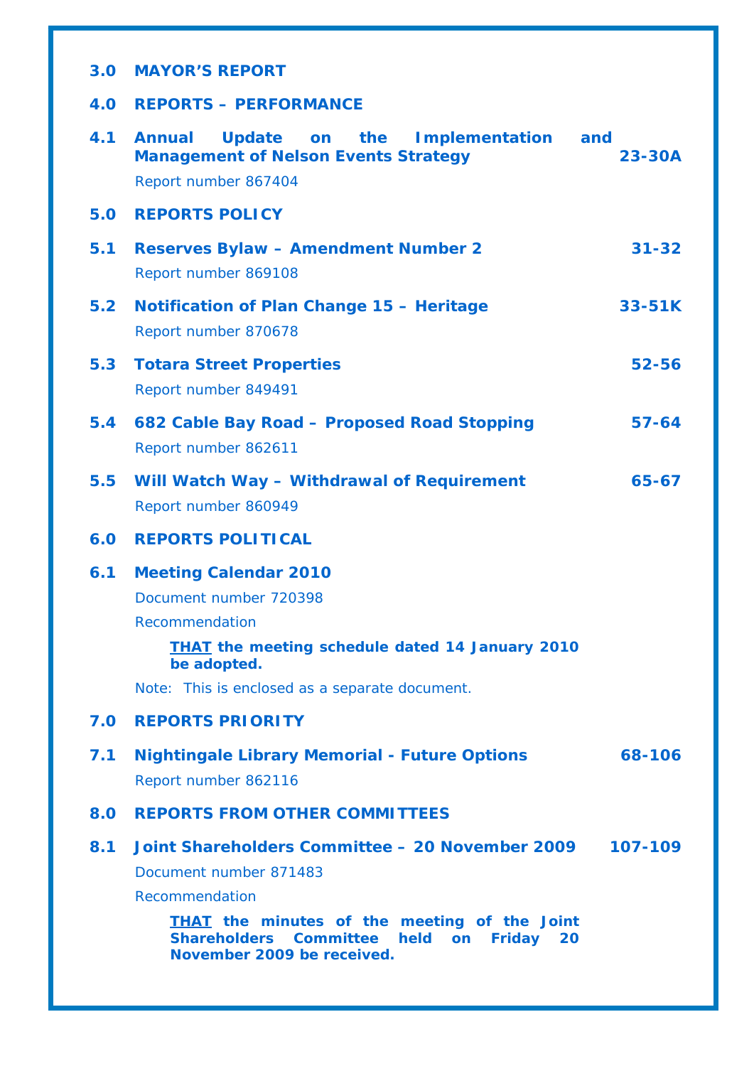**3.0 MAYOR'S REPORT**

**4.0 REPORTS – PERFORMANCE**

**4.1 Annual Update on the Implementation and Management of Nelson Events Strategy** **23-30A**

Report number 867404

**5.0 REPORTS POLICY**

**5.1 Reserves Bylaw – Amendment Number 2** **31-32**

Report number 869108

**5.2 Notification of Plan Change 15 – Heritage** **33-51K**

Report number 870678

**5.3 Totara Street Properties** **52-56**

Report number 849491

**5.4 682 Cable Bay Road – Proposed Road Stopping** **57-64**

Report number 862611

**5.5 Will Watch Way – Withdrawal of Requirement** **65-67**

Report number 860949

**6.0 REPORTS POLITICAL**

**6.1 Meeting Calendar 2010**

Document number 720398

Recommendation

> **<u>THAT</u> the meeting schedule dated 14 January 2010 be adopted.**

Note: This is enclosed as a separate document.

**7.0 REPORTS PRIORITY**

**7.1 Nightingale Library Memorial - Future Options** **68-106**

Report number 862116

**8.0 REPORTS FROM OTHER COMMITTEES**

**8.1 Joint Shareholders Committee – 20 November 2009** **107-109**

Document number 871483

Recommendation

> **<u>THAT</u> the minutes of the meeting of the Joint Shareholders Committee held on Friday 20 November 2009 be received.**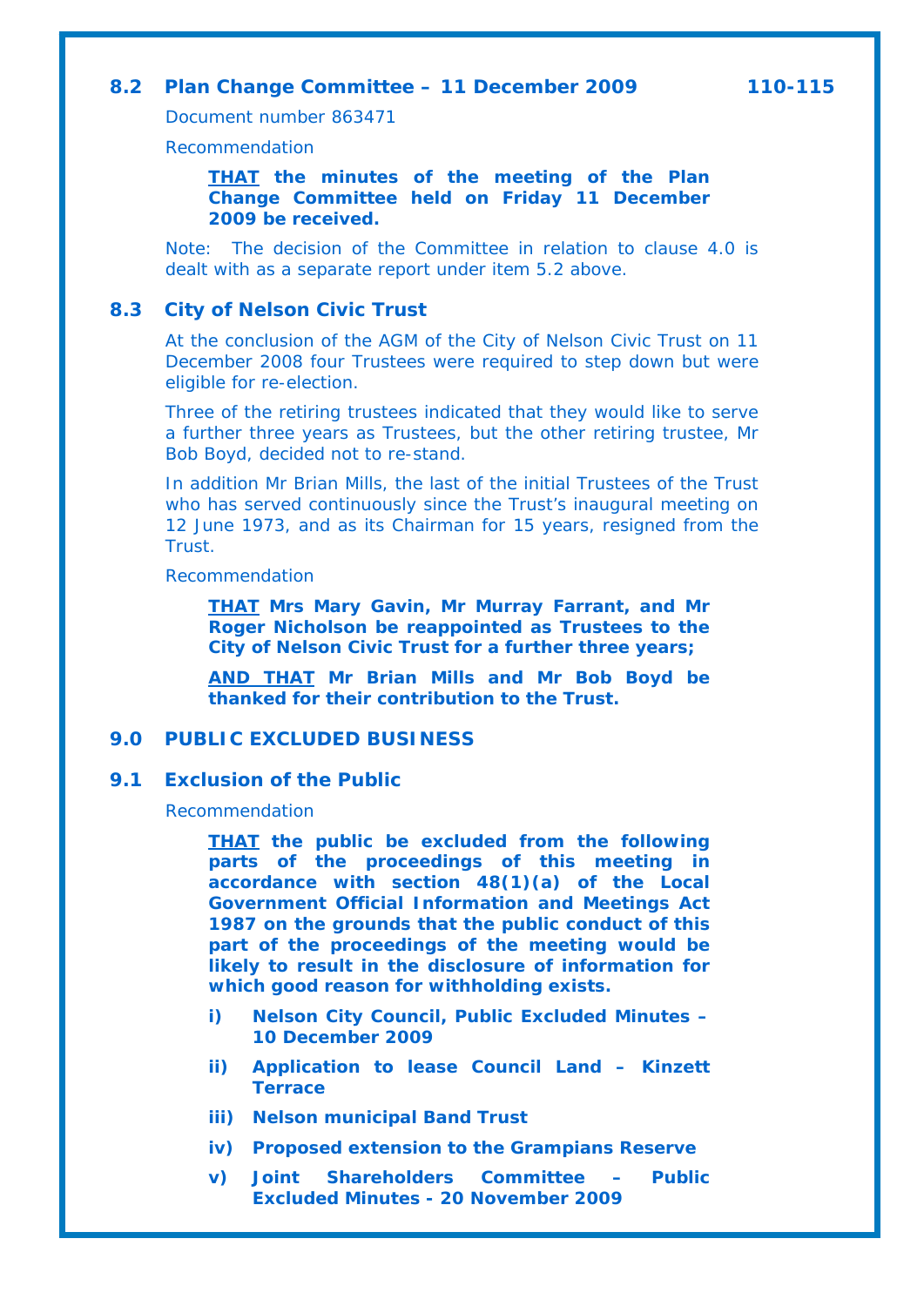## 8.2 Plan Change Committee – 11 December 2009 110-115

Document number 863471

Recommendation

> **<u>THAT</u> the minutes of the meeting of the Plan Change Committee held on Friday 11 December 2009 be received.**

Note: The decision of the Committee in relation to clause 4.0 is dealt with as a separate report under item 5.2 above.

## 8.3 City of Nelson Civic Trust

At the conclusion of the AGM of the City of Nelson Civic Trust on 11 December 2008 four Trustees were required to step down but were eligible for re-election.

Three of the retiring trustees indicated that they would like to serve a further three years as Trustees, but the other retiring trustee, Mr Bob Boyd, decided not to re-stand.

In addition Mr Brian Mills, the last of the initial Trustees of the Trust who has served continuously since the Trust's inaugural meeting on 12 June 1973, and as its Chairman for 15 years, resigned from the Trust.

Recommendation

> **<u>THAT</u> Mrs Mary Gavin, Mr Murray Farrant, and Mr Roger Nicholson be reappointed as Trustees to the City of Nelson Civic Trust for a further three years;**
>
> **<u>AND THAT</u> Mr Brian Mills and Mr Bob Boyd be thanked for their contribution to the Trust.**

## 9.0 PUBLIC EXCLUDED BUSINESS

## 9.1 Exclusion of the Public

Recommendation

> **<u>THAT</u> the public be excluded from the following parts of the proceedings of this meeting in accordance with section 48(1)(a) of the Local Government Official Information and Meetings Act 1987 on the grounds that the public conduct of this part of the proceedings of the meeting would be likely to result in the disclosure of information for which good reason for withholding exists.**
>
> **i) Nelson City Council, Public Excluded Minutes – 10 December 2009**
>
> **ii) Application to lease Council Land – Kinzett Terrace**
>
> **iii) Nelson municipal Band Trust**
>
> **iv) Proposed extension to the Grampians Reserve**
>
> **v) Joint Shareholders Committee – Public Excluded Minutes - 20 November 2009**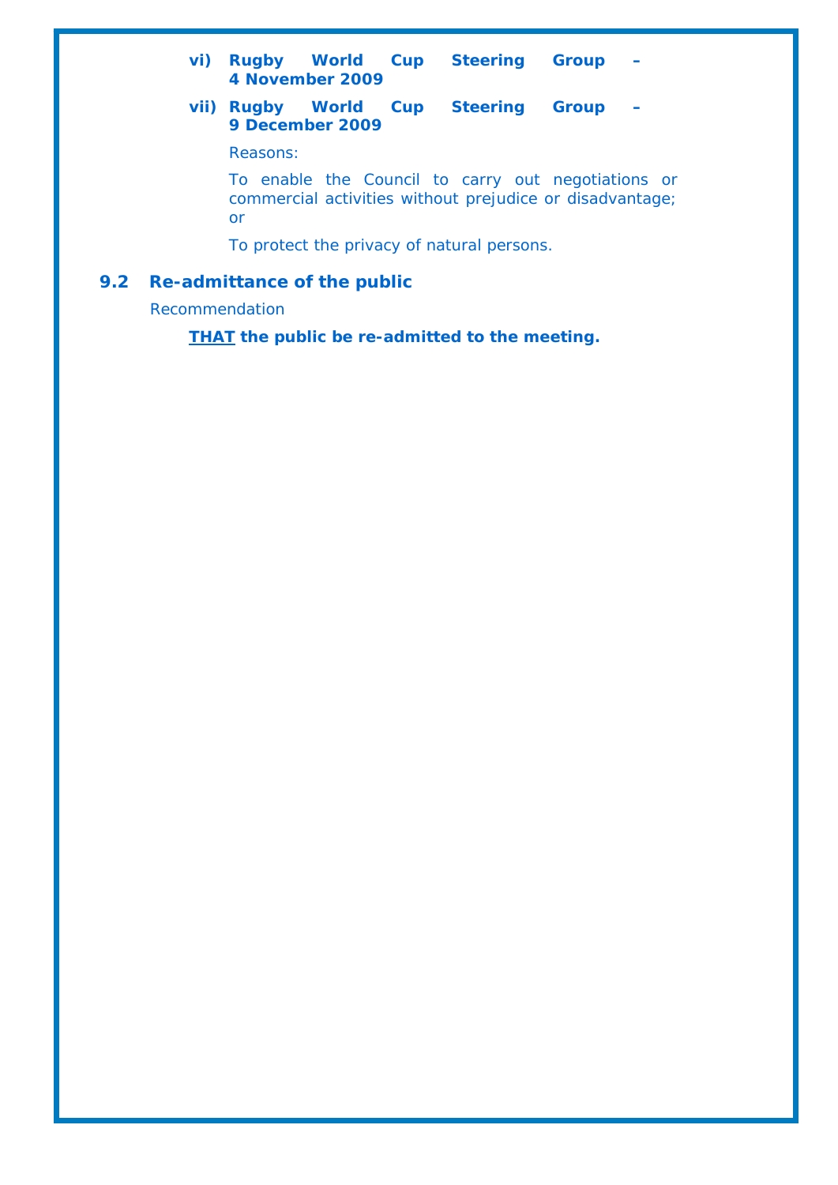**vi) Rugby World Cup Steering Group – 4 November 2009**

**vii) Rugby World Cup Steering Group – 9 December 2009**

Reasons:

To enable the Council to carry out negotiations or commercial activities without prejudice or disadvantage; or

To protect the privacy of natural persons.

## 9.2 Re-admittance of the public

Recommendation

**THAT the public be re-admitted to the meeting.**